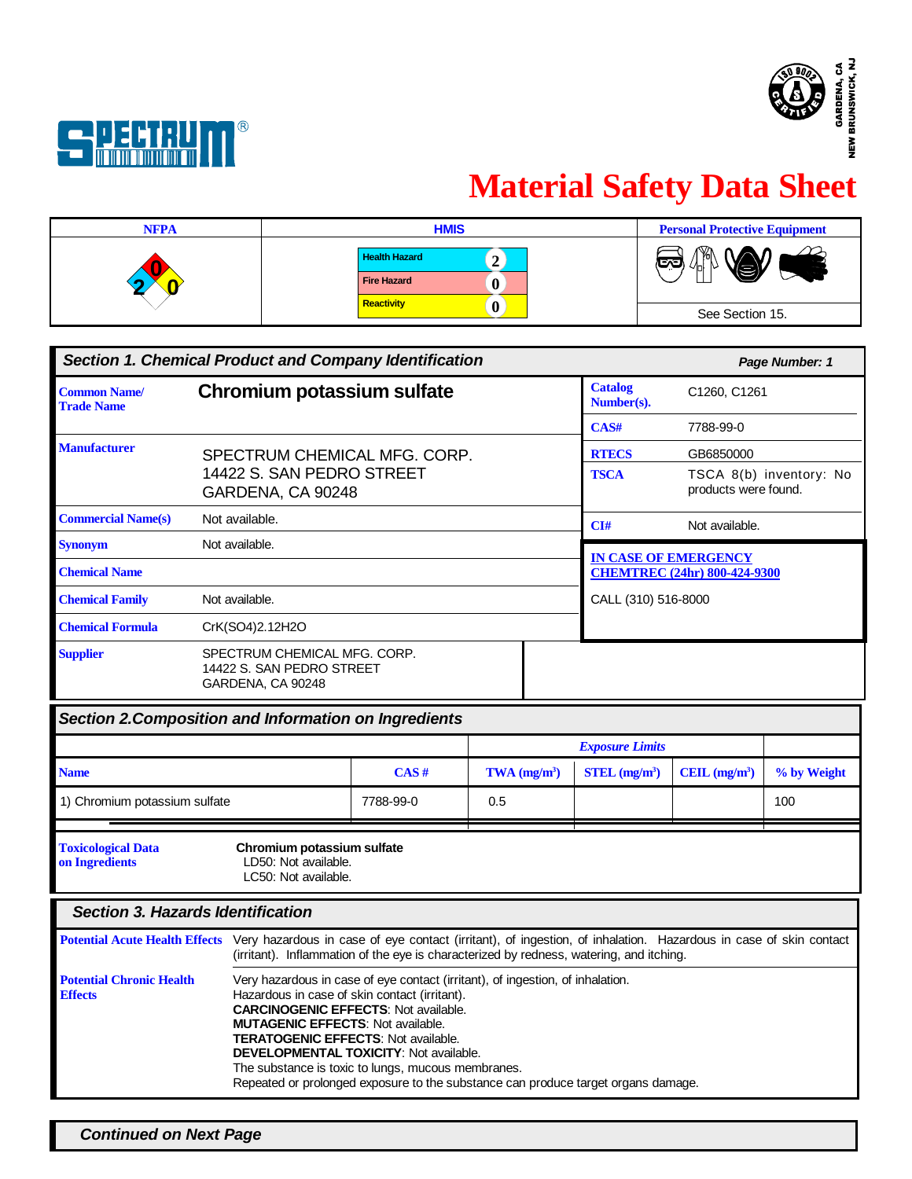# Material Safety Data Sheet

| NFPA | HMIS | | Personal Protective Equipment |
|---|---|---|---|
| Health: 2, Fire: 0, Reactivity: 0 | Health Hazard | 2 | See Section 15. |
| | Fire Hazard | 0 | |
| | Reactivity | 0 | |

## Section 1. Chemical Product and Company Identification

**Page Number: 1**

| | | | |
|---|---|---|---|
| **Common Name/ Trade Name** | **Chromium potassium sulfate** | **Catalog Number(s).** | C1260, C1261 |
| | | **CAS#** | 7788-99-0 |
| **Manufacturer** | SPECTRUM CHEMICAL MFG. CORP. 14422 S. SAN PEDRO STREET GARDENA, CA 90248 | **RTECS** | GB6850000 |
| | | **TSCA** | TSCA 8(b) inventory: No products were found. |
| **Commercial Name(s)** | Not available. | **CI#** | Not available. |
| **Synonym** | Not available. | **IN CASE OF EMERGENCY CHEMTREC (24hr) 800-424-9300** | |
| **Chemical Name** | | CALL (310) 516-8000 | |
| **Chemical Family** | Not available. | | |
| **Chemical Formula** | CrK(SO4)2.12H2O | | |
| **Supplier** | SPECTRUM CHEMICAL MFG. CORP. 14422 S. SAN PEDRO STREET GARDENA, CA 90248 | | |

## Section 2.Composition and Information on Ingredients

| | | Exposure Limits | | | |
|---|---|---|---|---|---|
| **Name** | **CAS #** | **TWA (mg/m³)** | **STEL (mg/m³)** | **CEIL (mg/m³)** | **% by Weight** |
| 1) Chromium potassium sulfate | 7788-99-0 | 0.5 | | | 100 |

**Toxicological Data on Ingredients**

**Chromium potassium sulfate**
LD50: Not available.
LC50: Not available.

## Section 3. Hazards Identification

**Potential Acute Health Effects**
Very hazardous in case of eye contact (irritant), of ingestion, of inhalation. Hazardous in case of skin contact (irritant). Inflammation of the eye is characterized by redness, watering, and itching.

**Potential Chronic Health Effects**
Very hazardous in case of eye contact (irritant), of ingestion, of inhalation.
Hazardous in case of skin contact (irritant).
**CARCINOGENIC EFFECTS**: Not available.
**MUTAGENIC EFFECTS**: Not available.
**TERATOGENIC EFFECTS**: Not available.
**DEVELOPMENTAL TOXICITY**: Not available.
The substance is toxic to lungs, mucous membranes.
Repeated or prolonged exposure to the substance can produce target organs damage.

***Continued on Next Page***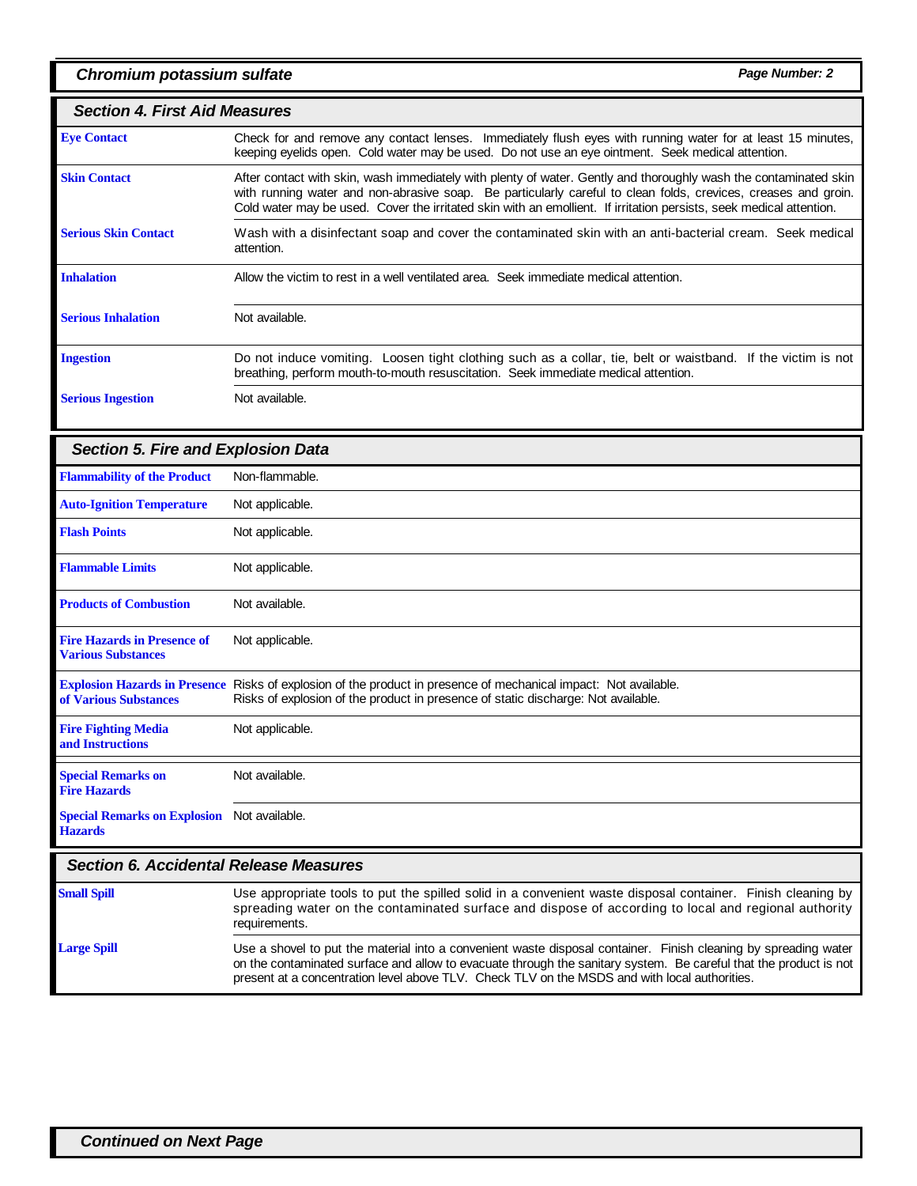## Section 4. First Aid Measures

| | |
|---|---|
| **Eye Contact** | Check for and remove any contact lenses. Immediately flush eyes with running water for at least 15 minutes, keeping eyelids open. Cold water may be used. Do not use an eye ointment. Seek medical attention. |
| **Skin Contact** | After contact with skin, wash immediately with plenty of water. Gently and thoroughly wash the contaminated skin with running water and non-abrasive soap. Be particularly careful to clean folds, crevices, creases and groin. Cold water may be used. Cover the irritated skin with an emollient. If irritation persists, seek medical attention. |
| **Serious Skin Contact** | Wash with a disinfectant soap and cover the contaminated skin with an anti-bacterial cream. Seek medical attention. |
| **Inhalation** | Allow the victim to rest in a well ventilated area. Seek immediate medical attention. |
| **Serious Inhalation** | Not available. |
| **Ingestion** | Do not induce vomiting. Loosen tight clothing such as a collar, tie, belt or waistband. If the victim is not breathing, perform mouth-to-mouth resuscitation. Seek immediate medical attention. |
| **Serious Ingestion** | Not available. |

## Section 5. Fire and Explosion Data

| | |
|---|---|
| **Flammability of the Product** | Non-flammable. |
| **Auto-Ignition Temperature** | Not applicable. |
| **Flash Points** | Not applicable. |
| **Flammable Limits** | Not applicable. |
| **Products of Combustion** | Not available. |
| **Fire Hazards in Presence of Various Substances** | Not applicable. |
| **Explosion Hazards in Presence of Various Substances** | Risks of explosion of the product in presence of mechanical impact: Not available.<br>Risks of explosion of the product in presence of static discharge: Not available. |
| **Fire Fighting Media and Instructions** | Not applicable. |
| **Special Remarks on Fire Hazards** | Not available. |
| **Special Remarks on Explosion Hazards** | Not available. |

## Section 6. Accidental Release Measures

| | |
|---|---|
| **Small Spill** | Use appropriate tools to put the spilled solid in a convenient waste disposal container. Finish cleaning by spreading water on the contaminated surface and dispose of according to local and regional authority requirements. |
| **Large Spill** | Use a shovel to put the material into a convenient waste disposal container. Finish cleaning by spreading water on the contaminated surface and allow to evacuate through the sanitary system. Be careful that the product is not present at a concentration level above TLV. Check TLV on the MSDS and with local authorities. |

**Continued on Next Page**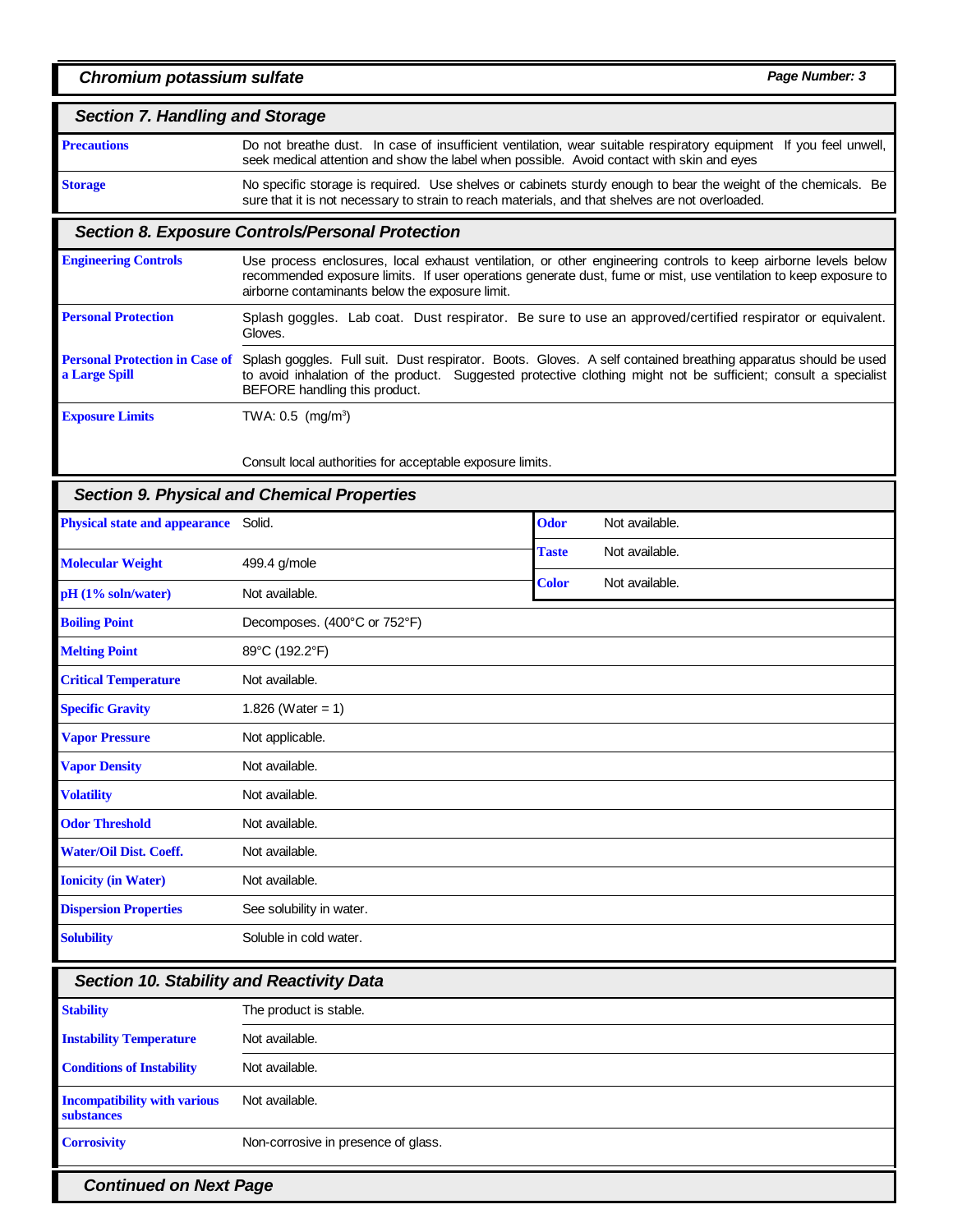## Section 7. Handling and Storage

| | |
|---|---|
| **Precautions** | Do not breathe dust. In case of insufficient ventilation, wear suitable respiratory equipment If you feel unwell, seek medical attention and show the label when possible. Avoid contact with skin and eyes |
| **Storage** | No specific storage is required. Use shelves or cabinets sturdy enough to bear the weight of the chemicals. Be sure that it is not necessary to strain to reach materials, and that shelves are not overloaded. |

## Section 8. Exposure Controls/Personal Protection

| | |
|---|---|
| **Engineering Controls** | Use process enclosures, local exhaust ventilation, or other engineering controls to keep airborne levels below recommended exposure limits. If user operations generate dust, fume or mist, use ventilation to keep exposure to airborne contaminants below the exposure limit. |
| **Personal Protection** | Splash goggles. Lab coat. Dust respirator. Be sure to use an approved/certified respirator or equivalent. Gloves. |
| **Personal Protection in Case of a Large Spill** | Splash goggles. Full suit. Dust respirator. Boots. Gloves. A self contained breathing apparatus should be used to avoid inhalation of the product. Suggested protective clothing might not be sufficient; consult a specialist BEFORE handling this product. |
| **Exposure Limits** | TWA: 0.5 ($mg/m^3$)<br><br>Consult local authorities for acceptable exposure limits. |

## Section 9. Physical and Chemical Properties

| | | | |
|---|---|---|---|
| **Physical state and appearance** | Solid. | **Odor** | Not available. |
| **Molecular Weight** | 499.4 g/mole | **Taste** | Not available. |
| **pH (1% soln/water)** | Not available. | **Color** | Not available. |
| **Boiling Point** | Decomposes. (400°C or 752°F) | | |
| **Melting Point** | 89°C (192.2°F) | | |
| **Critical Temperature** | Not available. | | |
| **Specific Gravity** | 1.826 (Water = 1) | | |
| **Vapor Pressure** | Not applicable. | | |
| **Vapor Density** | Not available. | | |
| **Volatility** | Not available. | | |
| **Odor Threshold** | Not available. | | |
| **Water/Oil Dist. Coeff.** | Not available. | | |
| **Ionicity (in Water)** | Not available. | | |
| **Dispersion Properties** | See solubility in water. | | |
| **Solubility** | Soluble in cold water. | | |

## Section 10. Stability and Reactivity Data

| | |
|---|---|
| **Stability** | The product is stable. |
| **Instability Temperature** | Not available. |
| **Conditions of Instability** | Not available. |
| **Incompatibility with various substances** | Not available. |
| **Corrosivity** | Non-corrosive in presence of glass. |

*Continued on Next Page*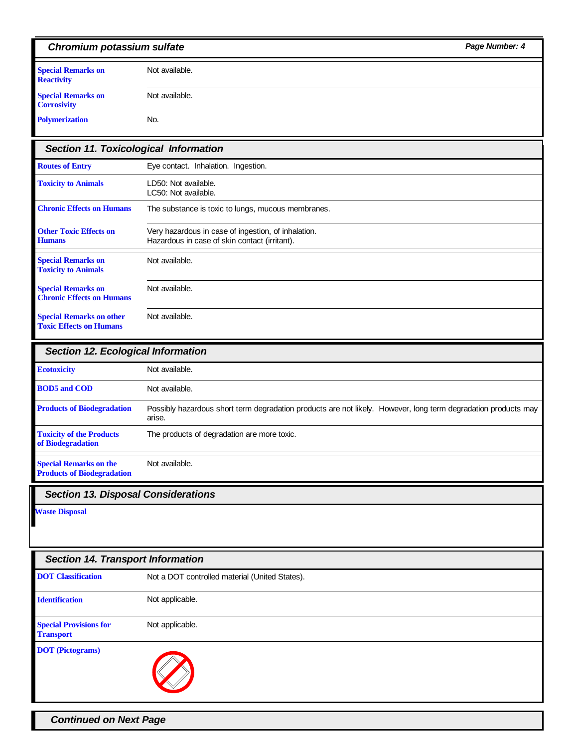| | |
|---|---|
| **Special Remarks on Reactivity** | Not available. |
| **Special Remarks on Corrosivity** | Not available. |
| **Polymerization** | No. |

## Section 11. Toxicological Information

| | |
|---|---|
| **Routes of Entry** | Eye contact. Inhalation. Ingestion. |
| **Toxicity to Animals** | LD50: Not available.<br>LC50: Not available. |
| **Chronic Effects on Humans** | The substance is toxic to lungs, mucous membranes. |
| **Other Toxic Effects on Humans** | Very hazardous in case of ingestion, of inhalation.<br>Hazardous in case of skin contact (irritant). |
| **Special Remarks on Toxicity to Animals** | Not available. |
| **Special Remarks on Chronic Effects on Humans** | Not available. |
| **Special Remarks on other Toxic Effects on Humans** | Not available. |

## Section 12. Ecological Information

| | |
|---|---|
| **Ecotoxicity** | Not available. |
| **BOD5 and COD** | Not available. |
| **Products of Biodegradation** | Possibly hazardous short term degradation products are not likely. However, long term degradation products may arise. |
| **Toxicity of the Products of Biodegradation** | The products of degradation are more toxic. |
| **Special Remarks on the Products of Biodegradation** | Not available. |

## Section 13. Disposal Considerations

**Waste Disposal**

## Section 14. Transport Information

| | |
|---|---|
| **DOT Classification** | Not a DOT controlled material (United States). |
| **Identification** | Not applicable. |
| **Special Provisions for Transport** | Not applicable. |
| **DOT (Pictograms)** | |

*Continued on Next Page*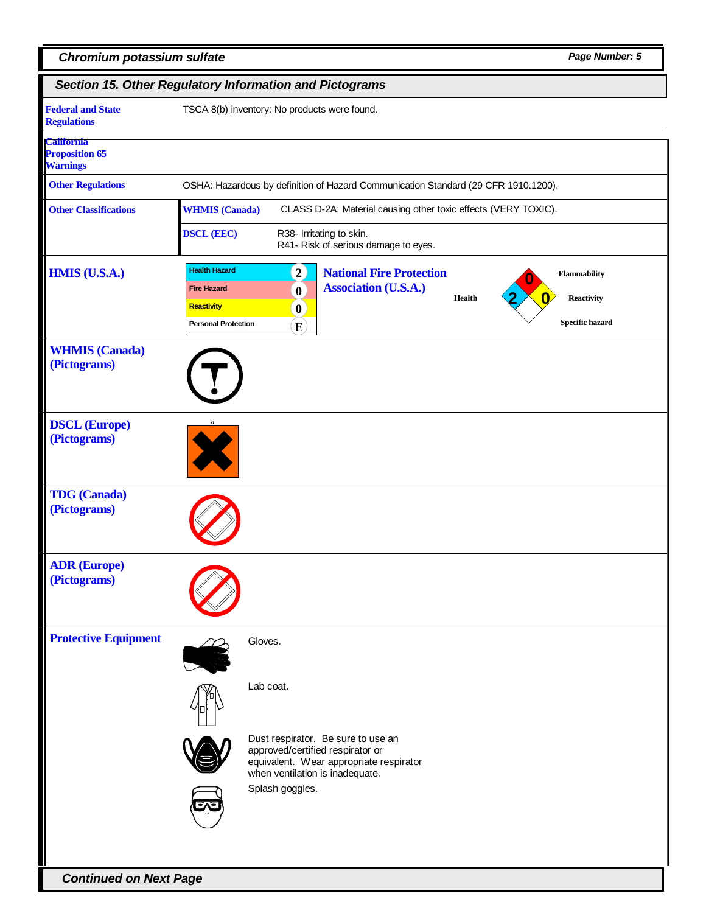## Section 15. Other Regulatory Information and Pictograms

**Federal and State Regulations**

TSCA 8(b) inventory: No products were found.

**California Proposition 65 Warnings**

**Other Regulations**

OSHA: Hazardous by definition of Hazard Communication Standard (29 CFR 1910.1200).

**Other Classifications**

| | |
|---|---|
| **WHMIS (Canada)** | CLASS D-2A: Material causing other toxic effects (VERY TOXIC). |
| **DSCL (EEC)** | R38- Irritating to skin.<br>R41- Risk of serious damage to eyes. |

**HMIS (U.S.A.)**

| | |
|---|---|
| Health Hazard | 2 |
| Fire Hazard | 0 |
| Reactivity | 0 |
| Personal Protection | E |

**National Fire Protection Association (U.S.A.)**

- Flammability: 0
- Health: 2
- Reactivity: 0
- Specific hazard:

**WHMIS (Canada) (Pictograms)**

**DSCL (Europe) (Pictograms)**

Xi

**TDG (Canada) (Pictograms)**

**ADR (Europe) (Pictograms)**

**Protective Equipment**

- Gloves.
- Lab coat.
- Dust respirator. Be sure to use an approved/certified respirator or equivalent. Wear appropriate respirator when ventilation is inadequate.
- Splash goggles.

*Continued on Next Page*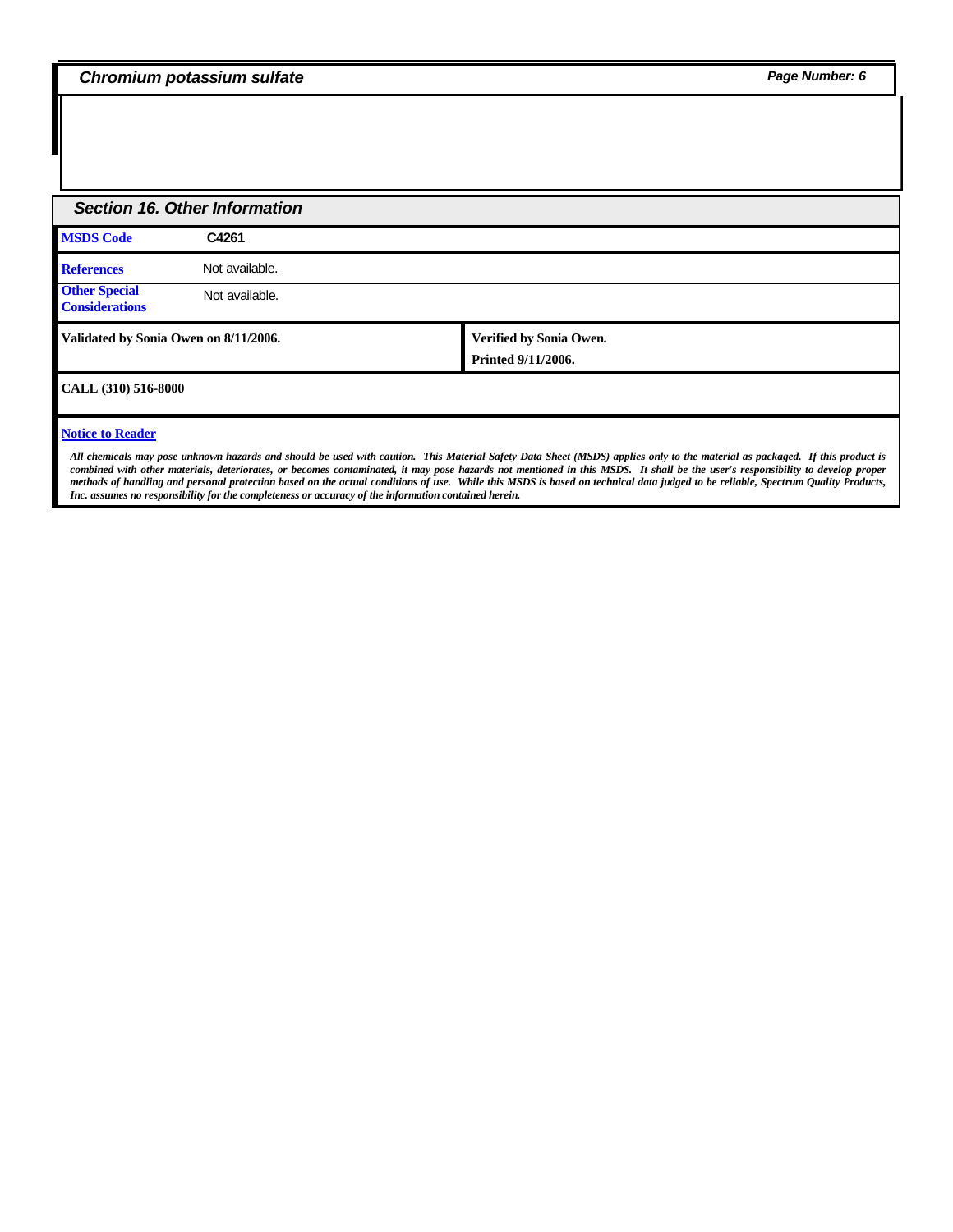## Section 16. Other Information

| | |
|---|---|
| **MSDS Code** | C4261 |
| **References** | Not available. |
| **Other Special Considerations** | Not available. |

| | |
|---|---|
| **Validated by Sonia Owen on 8/11/2006.** | **Verified by Sonia Owen.** **Printed 9/11/2006.** |

**CALL (310) 516-8000**

**Notice to Reader**

***All chemicals may pose unknown hazards and should be used with caution. This Material Safety Data Sheet (MSDS) applies only to the material as packaged. If this product is combined with other materials, deteriorates, or becomes contaminated, it may pose hazards not mentioned in this MSDS. It shall be the user's responsibility to develop proper methods of handling and personal protection based on the actual conditions of use. While this MSDS is based on technical data judged to be reliable, Spectrum Quality Products, Inc. assumes no responsibility for the completeness or accuracy of the information contained herein.***